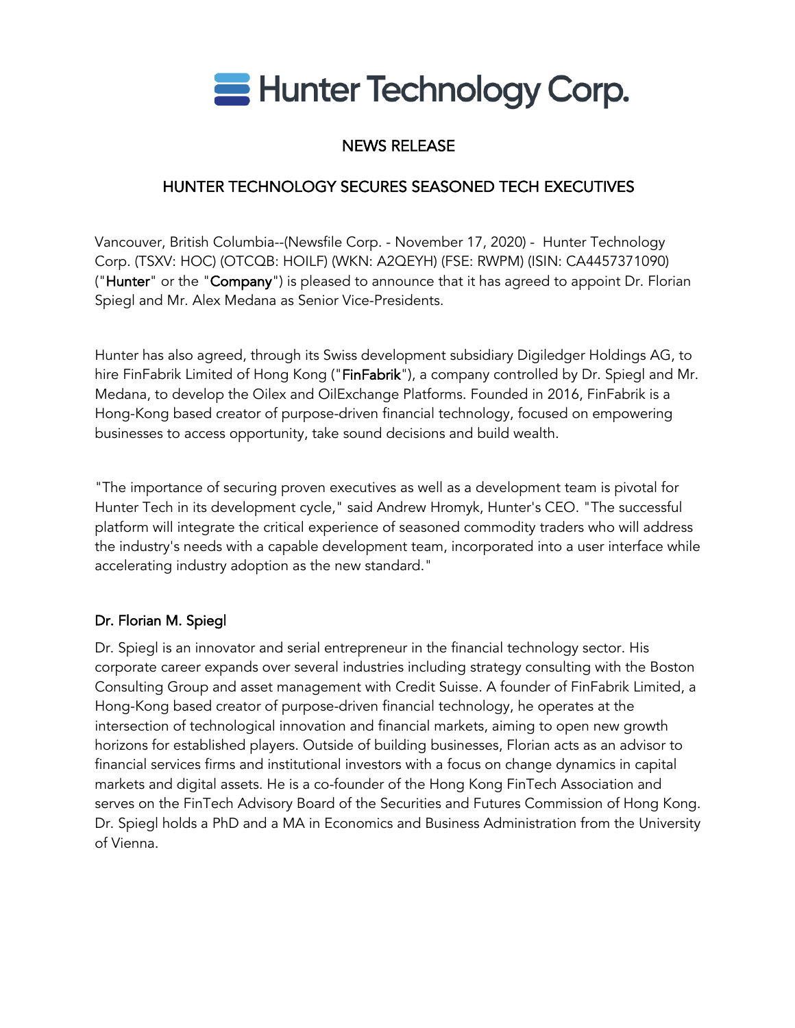# Hunter Technology Corp.

## NEWS RELEASE

## HUNTER TECHNOLOGY SECURES SEASONED TECH EXECUTIVES

Vancouver, British Columbia--(Newsfile Corp. - November 17, 2020) - Hunter Technology Corp. (TSXV: HOC) (OTCQB: HOILF) (WKN: A2QEYH) (FSE: RWPM) (ISIN: CA4457371090) ("**Hunter**" or the "**Company**") is pleased to announce that it has agreed to appoint Dr. Florian Spiegl and Mr. Alex Medana as Senior Vice-Presidents.

Hunter has also agreed, through its Swiss development subsidiary Digiledger Holdings AG, to hire FinFabrik Limited of Hong Kong ("**FinFabrik**"), a company controlled by Dr. Spiegl and Mr. Medana, to develop the Oilex and OilExchange Platforms. Founded in 2016, FinFabrik is a Hong-Kong based creator of purpose-driven financial technology, focused on empowering businesses to access opportunity, take sound decisions and build wealth.

"The importance of securing proven executives as well as a development team is pivotal for Hunter Tech in its development cycle," said Andrew Hromyk, Hunter's CEO. "The successful platform will integrate the critical experience of seasoned commodity traders who will address the industry's needs with a capable development team, incorporated into a user interface while accelerating industry adoption as the new standard."

### Dr. Florian M. Spiegl

Dr. Spiegl is an innovator and serial entrepreneur in the financial technology sector. His corporate career expands over several industries including strategy consulting with the Boston Consulting Group and asset management with Credit Suisse. A founder of FinFabrik Limited, a Hong-Kong based creator of purpose-driven financial technology, he operates at the intersection of technological innovation and financial markets, aiming to open new growth horizons for established players. Outside of building businesses, Florian acts as an advisor to financial services firms and institutional investors with a focus on change dynamics in capital markets and digital assets. He is a co-founder of the Hong Kong FinTech Association and serves on the FinTech Advisory Board of the Securities and Futures Commission of Hong Kong. Dr. Spiegl holds a PhD and a MA in Economics and Business Administration from the University of Vienna.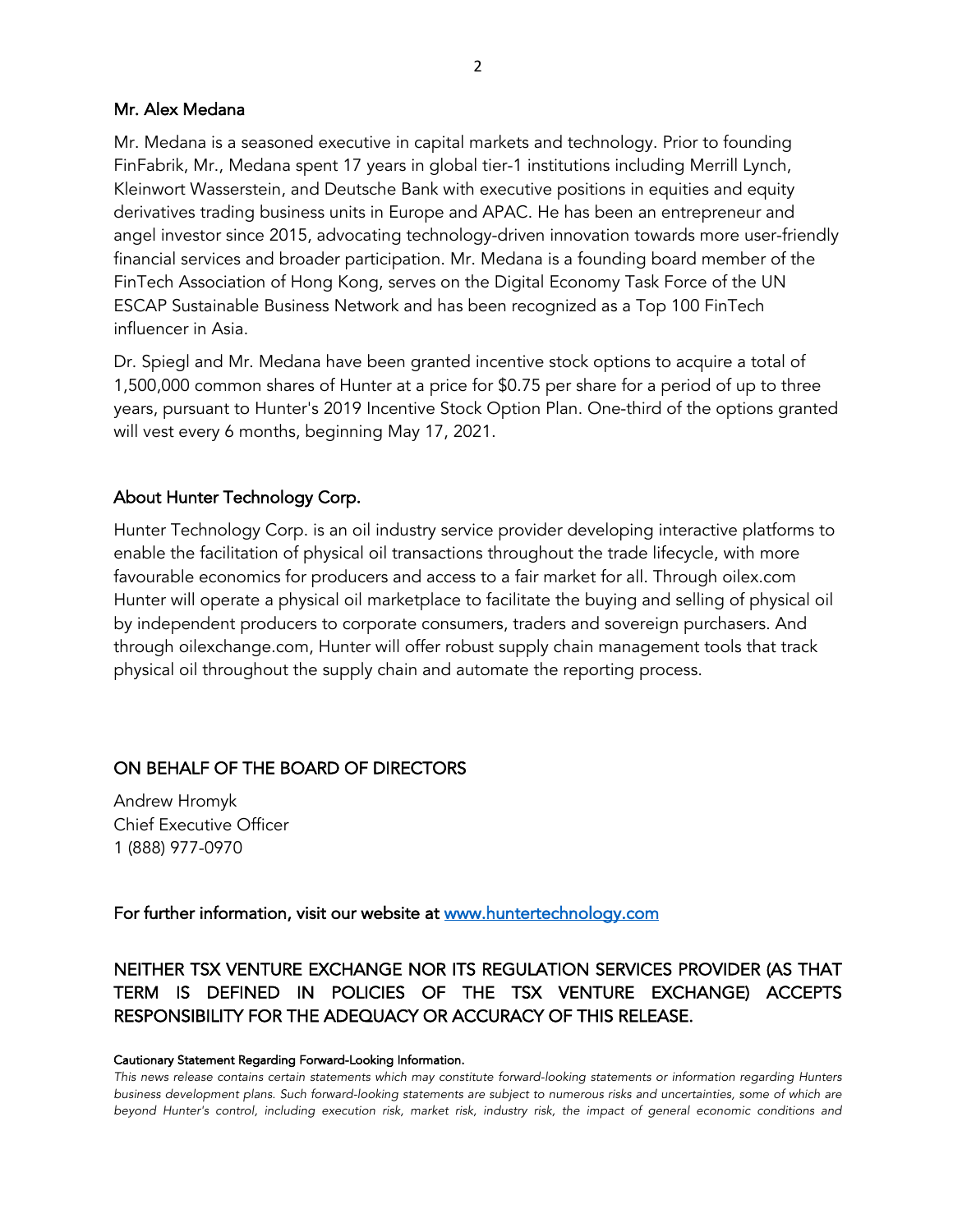### Mr. Alex Medana

Mr. Medana is a seasoned executive in capital markets and technology. Prior to founding FinFabrik, Mr., Medana spent 17 years in global tier-1 institutions including Merrill Lynch, Kleinwort Wasserstein, and Deutsche Bank with executive positions in equities and equity derivatives trading business units in Europe and APAC. He has been an entrepreneur and angel investor since 2015, advocating technology-driven innovation towards more user-friendly financial services and broader participation. Mr. Medana is a founding board member of the FinTech Association of Hong Kong, serves on the Digital Economy Task Force of the UN ESCAP Sustainable Business Network and has been recognized as a Top 100 FinTech influencer in Asia.

Dr. Spiegl and Mr. Medana have been granted incentive stock options to acquire a total of 1,500,000 common shares of Hunter at a price for $0.75 per share for a period of up to three years, pursuant to Hunter's 2019 Incentive Stock Option Plan. One-third of the options granted will vest every 6 months, beginning May 17, 2021.

### About Hunter Technology Corp.

Hunter Technology Corp. is an oil industry service provider developing interactive platforms to enable the facilitation of physical oil transactions throughout the trade lifecycle, with more favourable economics for producers and access to a fair market for all. Through oilex.com Hunter will operate a physical oil marketplace to facilitate the buying and selling of physical oil by independent producers to corporate consumers, traders and sovereign purchasers. And through oilexchange.com, Hunter will offer robust supply chain management tools that track physical oil throughout the supply chain and automate the reporting process.

### ON BEHALF OF THE BOARD OF DIRECTORS

Andrew Hromyk
Chief Executive Officer
1 (888) 977-0970

**For further information, visit our website at [www.huntertechnology.com](www.huntertechnology.com)**

### NEITHER TSX VENTURE EXCHANGE NOR ITS REGULATION SERVICES PROVIDER (AS THAT TERM IS DEFINED IN POLICIES OF THE TSX VENTURE EXCHANGE) ACCEPTS RESPONSIBILITY FOR THE ADEQUACY OR ACCURACY OF THIS RELEASE.

**Cautionary Statement Regarding Forward-Looking Information.**

*This news release contains certain statements which may constitute forward-looking statements or information regarding Hunters business development plans. Such forward-looking statements are subject to numerous risks and uncertainties, some of which are beyond Hunter's control, including execution risk, market risk, industry risk, the impact of general economic conditions and*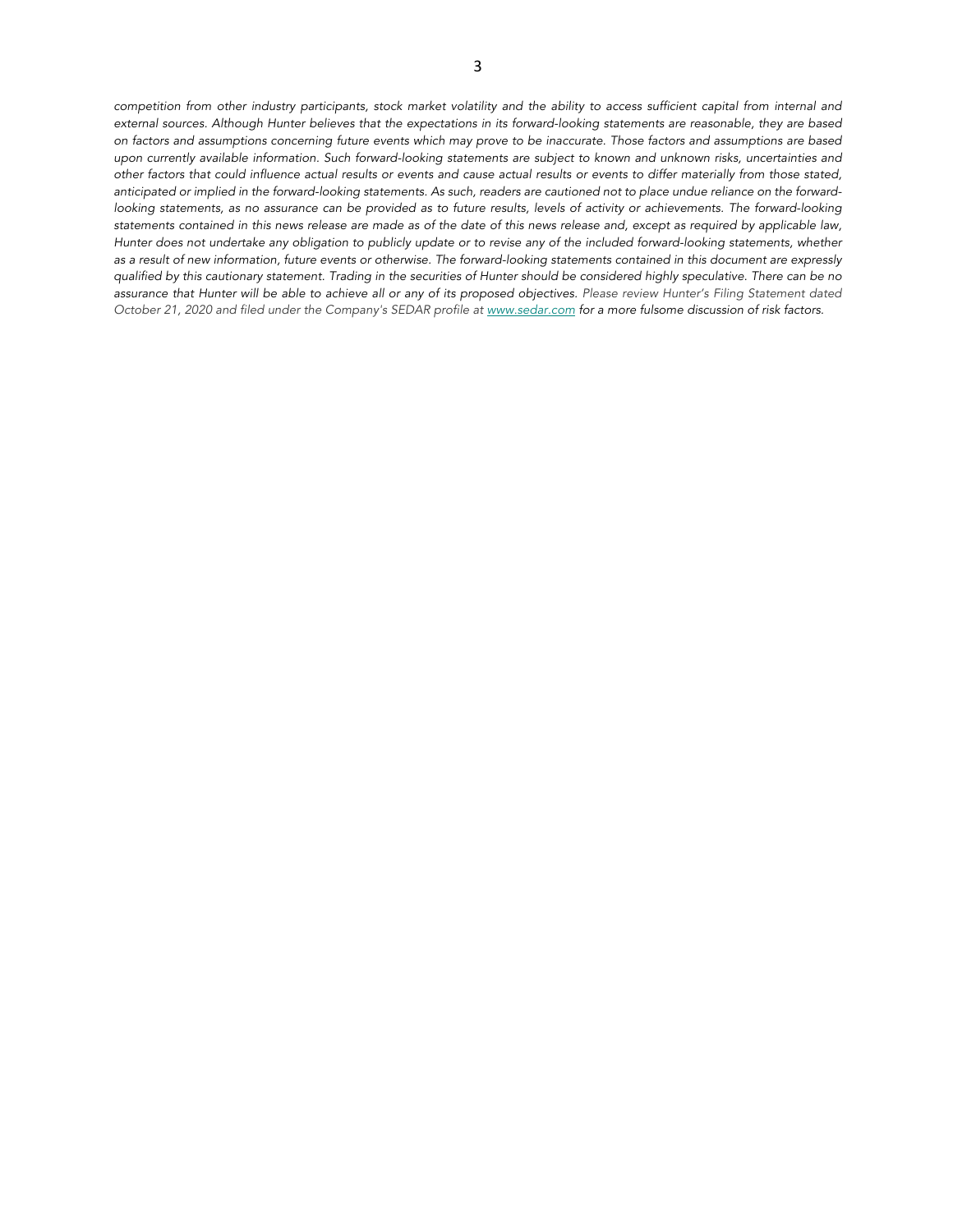*competition from other industry participants, stock market volatility and the ability to access sufficient capital from internal and external sources. Although Hunter believes that the expectations in its forward-looking statements are reasonable, they are based on factors and assumptions concerning future events which may prove to be inaccurate. Those factors and assumptions are based upon currently available information. Such forward-looking statements are subject to known and unknown risks, uncertainties and other factors that could influence actual results or events and cause actual results or events to differ materially from those stated, anticipated or implied in the forward-looking statements. As such, readers are cautioned not to place undue reliance on the forward-looking statements, as no assurance can be provided as to future results, levels of activity or achievements. The forward-looking statements contained in this news release are made as of the date of this news release and, except as required by applicable law, Hunter does not undertake any obligation to publicly update or to revise any of the included forward-looking statements, whether as a result of new information, future events or otherwise. The forward-looking statements contained in this document are expressly qualified by this cautionary statement. Trading in the securities of Hunter should be considered highly speculative. There can be no assurance that Hunter will be able to achieve all or any of its proposed objectives. Please review Hunter's Filing Statement dated October 21, 2020 and filed under the Company's SEDAR profile at [www.sedar.com](www.sedar.com) for a more fulsome discussion of risk factors.*